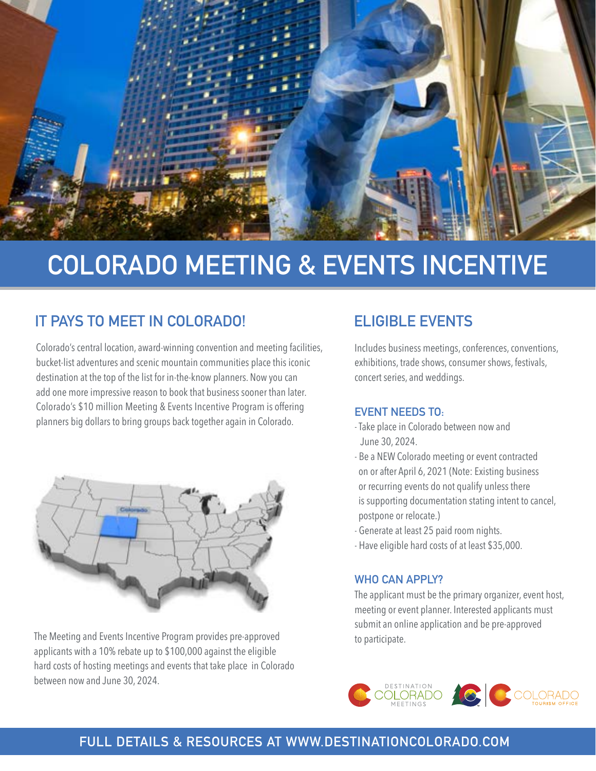# COLORADO MEETING & EVENTS INCENTIVE

## IT PAYS TO MEET IN COLORADO!

Colorado's central location, award-winning convention and meeting facilities, bucket-list adventures and scenic mountain communities place this iconic destination at the top of the list for in-the-know planners. Now you can add one more impressive reason to book that business sooner than later. Colorado's $10 million Meeting & Events Incentive Program is offering planners big dollars to bring groups back together again in Colorado.

The Meeting and Events Incentive Program provides pre-approved applicants with a 10% rebate up to $100,000 against the eligible hard costs of hosting meetings and events that take place in Colorado between now and June 30, 2024.

## ELIGIBLE EVENTS

Includes business meetings, conferences, conventions, exhibitions, trade shows, consumer shows, festivals, concert series, and weddings.

### EVENT NEEDS TO:

- Take place in Colorado between now and June 30, 2024.
- Be a NEW Colorado meeting or event contracted on or after April 6, 2021 (Note: Existing business or recurring events do not qualify unless there is supporting documentation stating intent to cancel, postpone or relocate.)
- Generate at least 25 paid room nights.
- Have eligible hard costs of at least $35,000.

### WHO CAN APPLY?

The applicant must be the primary organizer, event host, meeting or event planner. Interested applicants must submit an online application and be pre-approved to participate.

DESTINATION COLORADO MEETINGS | COLORADO TOURISM OFFICE

**FULL DETAILS & RESOURCES AT WWW.DESTINATIONCOLORADO.COM**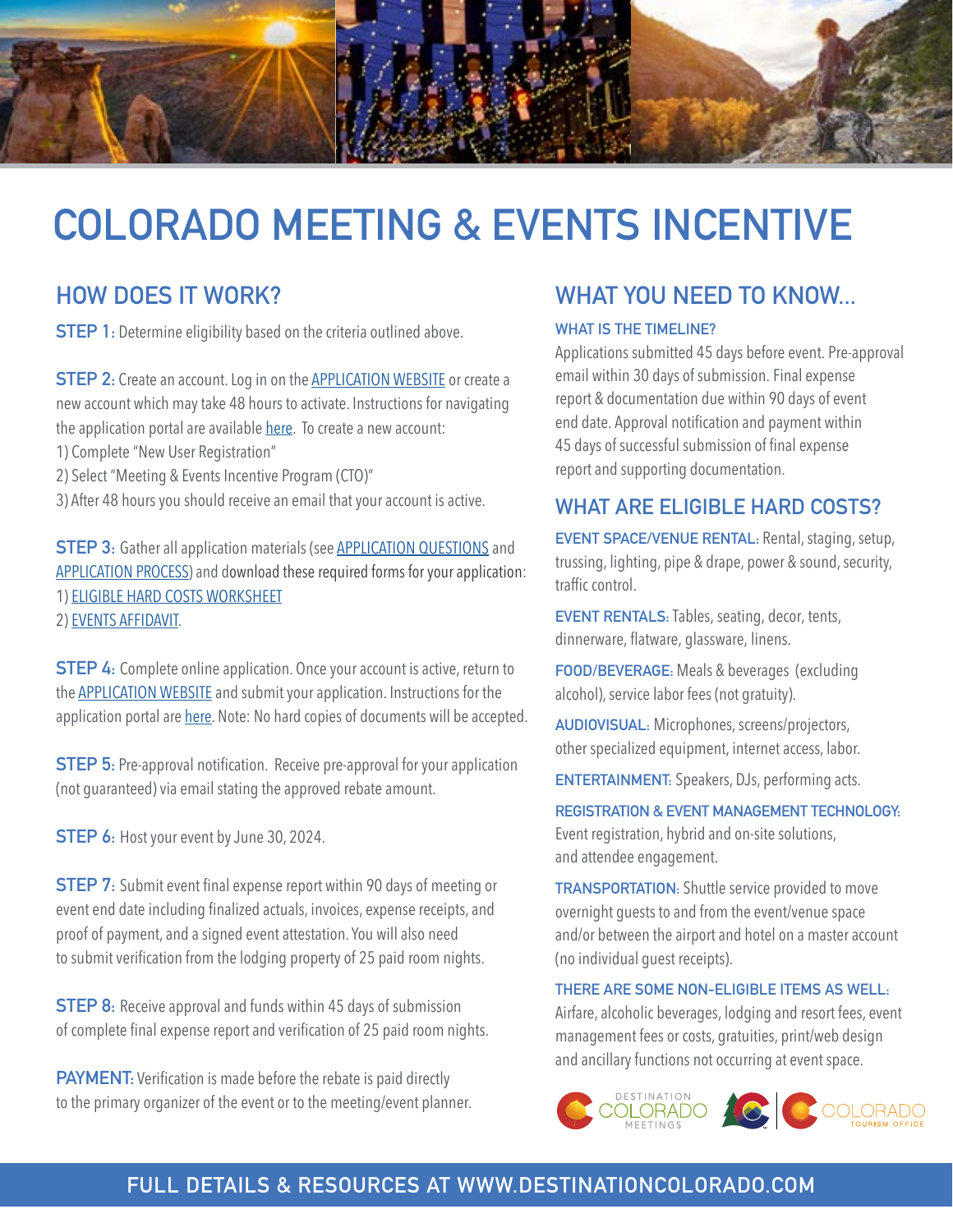# COLORADO MEETING & EVENTS INCENTIVE

## HOW DOES IT WORK?

**STEP 1:** Determine eligibility based on the criteria outlined above.

**STEP 2:** Create an account. Log in on the APPLICATION WEBSITE or create a new account which may take 48 hours to activate. Instructions for navigating the application portal are available here. To create a new account:

1) Complete "New User Registration"
2) Select "Meeting & Events Incentive Program (CTO)"
3) After 48 hours you should receive an email that your account is active.

**STEP 3:** Gather all application materials (see APPLICATION QUESTIONS and APPLICATION PROCESS) and download these required forms for your application:

1) ELIGIBLE HARD COSTS WORKSHEET
2) EVENTS AFFIDAVIT.

**STEP 4:** Complete online application. Once your account is active, return to the APPLICATION WEBSITE and submit your application. Instructions for the application portal are here. Note: No hard copies of documents will be accepted.

**STEP 5:** Pre-approval notification. Receive pre-approval for your application (not guaranteed) via email stating the approved rebate amount.

**STEP 6:** Host your event by June 30, 2024.

**STEP 7:** Submit event final expense report within 90 days of meeting or event end date including finalized actuals, invoices, expense receipts, and proof of payment, and a signed event attestation. You will also need to submit verification from the lodging property of 25 paid room nights.

**STEP 8:** Receive approval and funds within 45 days of submission of complete final expense report and verification of 25 paid room nights.

**PAYMENT:** Verification is made before the rebate is paid directly to the primary organizer of the event or to the meeting/event planner.

## WHAT YOU NEED TO KNOW...

### WHAT IS THE TIMELINE?

Applications submitted 45 days before event. Pre-approval email within 30 days of submission. Final expense report & documentation due within 90 days of event end date. Approval notification and payment within 45 days of successful submission of final expense report and supporting documentation.

## WHAT ARE ELIGIBLE HARD COSTS?

**EVENT SPACE/VENUE RENTAL:** Rental, staging, setup, trussing, lighting, pipe & drape, power & sound, security, traffic control.

**EVENT RENTALS:** Tables, seating, decor, tents, dinnerware, flatware, glassware, linens.

**FOOD/BEVERAGE:** Meals & beverages (excluding alcohol), service labor fees (not gratuity).

**AUDIOVISUAL:** Microphones, screens/projectors, other specialized equipment, internet access, labor.

**ENTERTAINMENT:** Speakers, DJs, performing acts.

**REGISTRATION & EVENT MANAGEMENT TECHNOLOGY:** Event registration, hybrid and on-site solutions, and attendee engagement.

**TRANSPORTATION:** Shuttle service provided to move overnight guests to and from the event/venue space and/or between the airport and hotel on a master account (no individual guest receipts).

**THERE ARE SOME NON-ELIGIBLE ITEMS AS WELL:** Airfare, alcoholic beverages, lodging and resort fees, event management fees or costs, gratuities, print/web design and ancillary functions not occurring at event space.

DESTINATION COLORADO MEETINGS | COLORADO TOURISM OFFICE

FULL DETAILS & RESOURCES AT WWW.DESTINATIONCOLORADO.COM